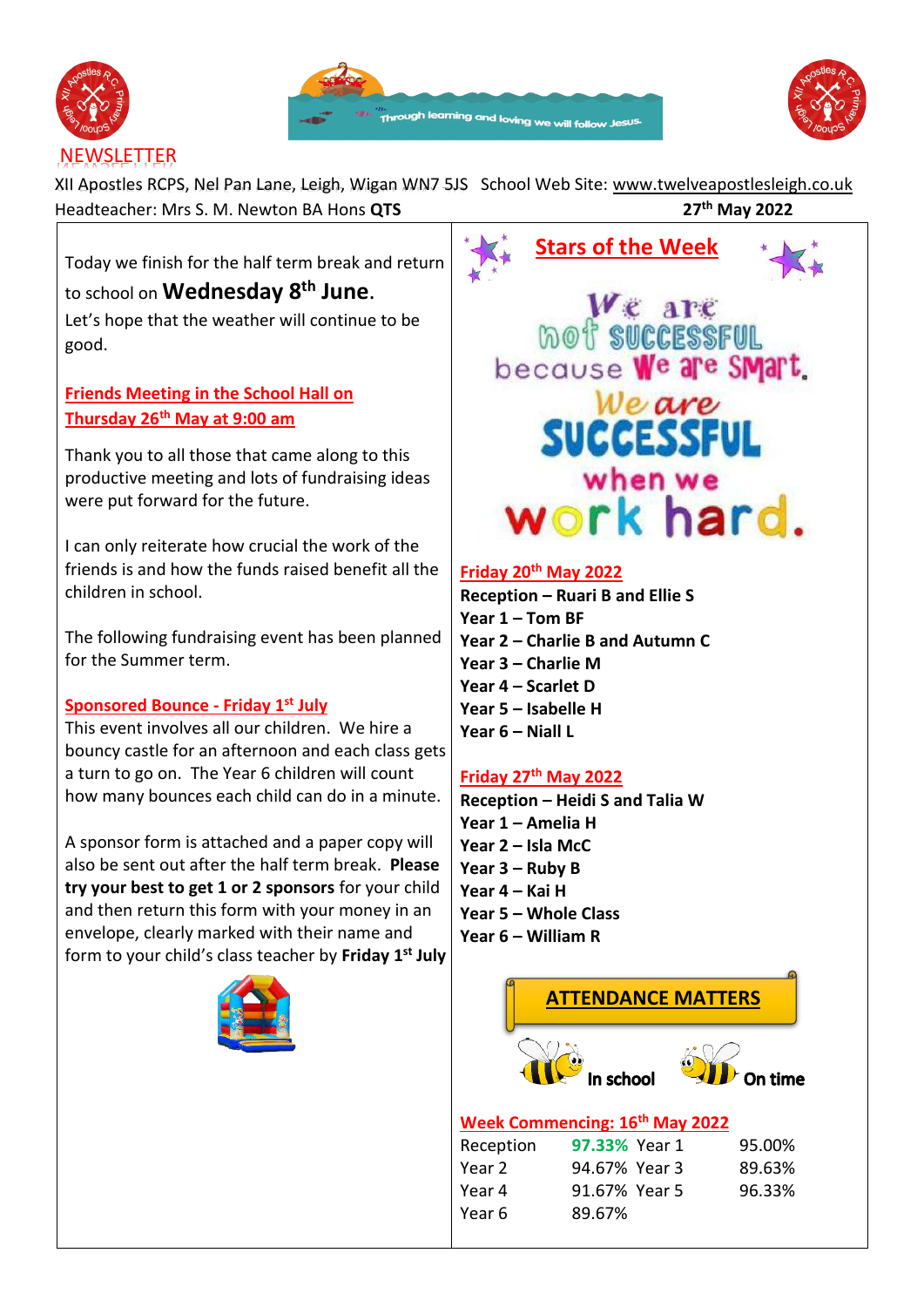# NEWSLETTER

Through learning and loving we will follow Jesus.

XII Apostles RCPS, Nel Pan Lane, Leigh, Wigan WN7 5JS School Web Site: www.twelveapostlesleigh.co.uk
Headteacher: Mrs S. M. Newton BA Hons **QTS**

27th May 2022

Today we finish for the half term break and return to school on **Wednesday 8th June**.
Let's hope that the weather will continue to be good.

## Friends Meeting in the School Hall on Thursday 26th May at 9:00 am

Thank you to all those that came along to this productive meeting and lots of fundraising ideas were put forward for the future.

I can only reiterate how crucial the work of the friends is and how the funds raised benefit all the children in school.

The following fundraising event has been planned for the Summer term.

## Sponsored Bounce - Friday 1st July

This event involves all our children. We hire a bouncy castle for an afternoon and each class gets a turn to go on. The Year 6 children will count how many bounces each child can do in a minute.

A sponsor form is attached and a paper copy will also be sent out after the half term break. **Please try your best to get 1 or 2 sponsors** for your child and then return this form with your money in an envelope, clearly marked with their name and form to your child's class teacher by **Friday 1st July**

## Stars of the Week

We are not successful because we are smart. We are successful when we work hard.

### Friday 20th May 2022

**Reception – Ruari B and Ellie S**
**Year 1 – Tom BF**
**Year 2 – Charlie B and Autumn C**
**Year 3 – Charlie M**
**Year 4 – Scarlet D**
**Year 5 – Isabelle H**
**Year 6 – Niall L**

### Friday 27th May 2022

**Reception – Heidi S and Talia W**
**Year 1 – Amelia H**
**Year 2 – Isla McC**
**Year 3 – Ruby B**
**Year 4 – Kai H**
**Year 5 – Whole Class**
**Year 6 – William R**

## ATTENDANCE MATTERS

In school On time

### Week Commencing: 16th May 2022

| Reception | 97.33% | Year 1 | 95.00% |
|---|---|---|---|
| Year 2 | 94.67% | Year 3 | 89.63% |
| Year 4 | 91.67% | Year 5 | 96.33% |
| Year 6 | 89.67% | | |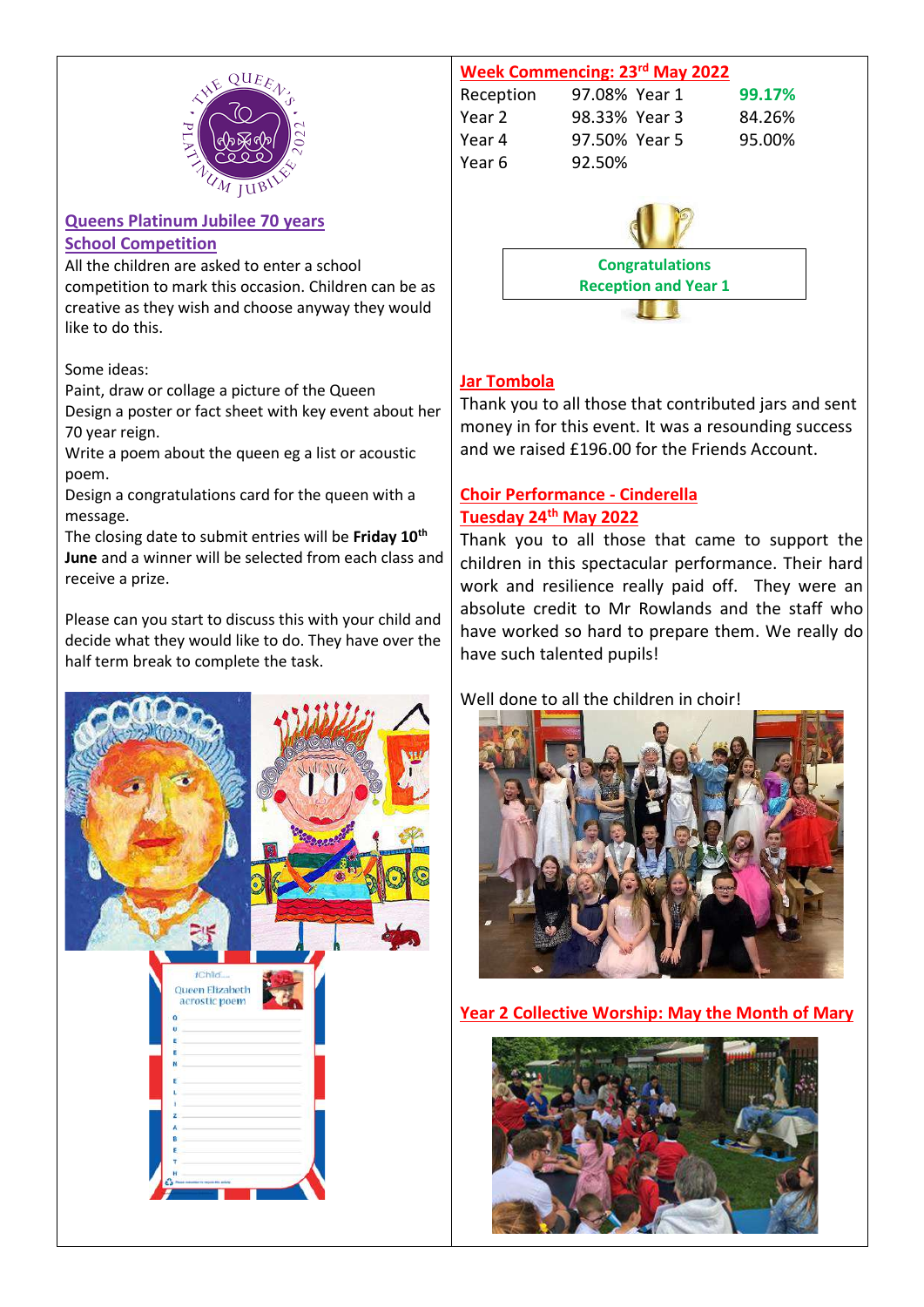## Queens Platinum Jubilee 70 years School Competition

All the children are asked to enter a school competition to mark this occasion. Children can be as creative as they wish and choose anyway they would like to do this.

Some ideas:

Paint, draw or collage a picture of the Queen

Design a poster or fact sheet with key event about her 70 year reign.

Write a poem about the queen eg a list or acoustic poem.

Design a congratulations card for the queen with a message.

The closing date to submit entries will be **Friday 10th June** and a winner will be selected from each class and receive a prize.

Please can you start to discuss this with your child and decide what they would like to do. They have over the half term break to complete the task.

## Week Commencing: 23rd May 2022

| | | | |
|---|---|---|---|
| Reception | 97.08% | Year 1 | **99.17%** |
| Year 2 | 98.33% | Year 3 | 84.26% |
| Year 4 | 97.50% | Year 5 | 95.00% |
| Year 6 | 92.50% | | |

**Congratulations Reception and Year 1**

## Jar Tombola

Thank you to all those that contributed jars and sent money in for this event. It was a resounding success and we raised £196.00 for the Friends Account.

## Choir Performance - Cinderella Tuesday 24th May 2022

Thank you to all those that came to support the children in this spectacular performance. Their hard work and resilience really paid off. They were an absolute credit to Mr Rowlands and the staff who have worked so hard to prepare them. We really do have such talented pupils!

Well done to all the children in choir!

## Year 2 Collective Worship: May the Month of Mary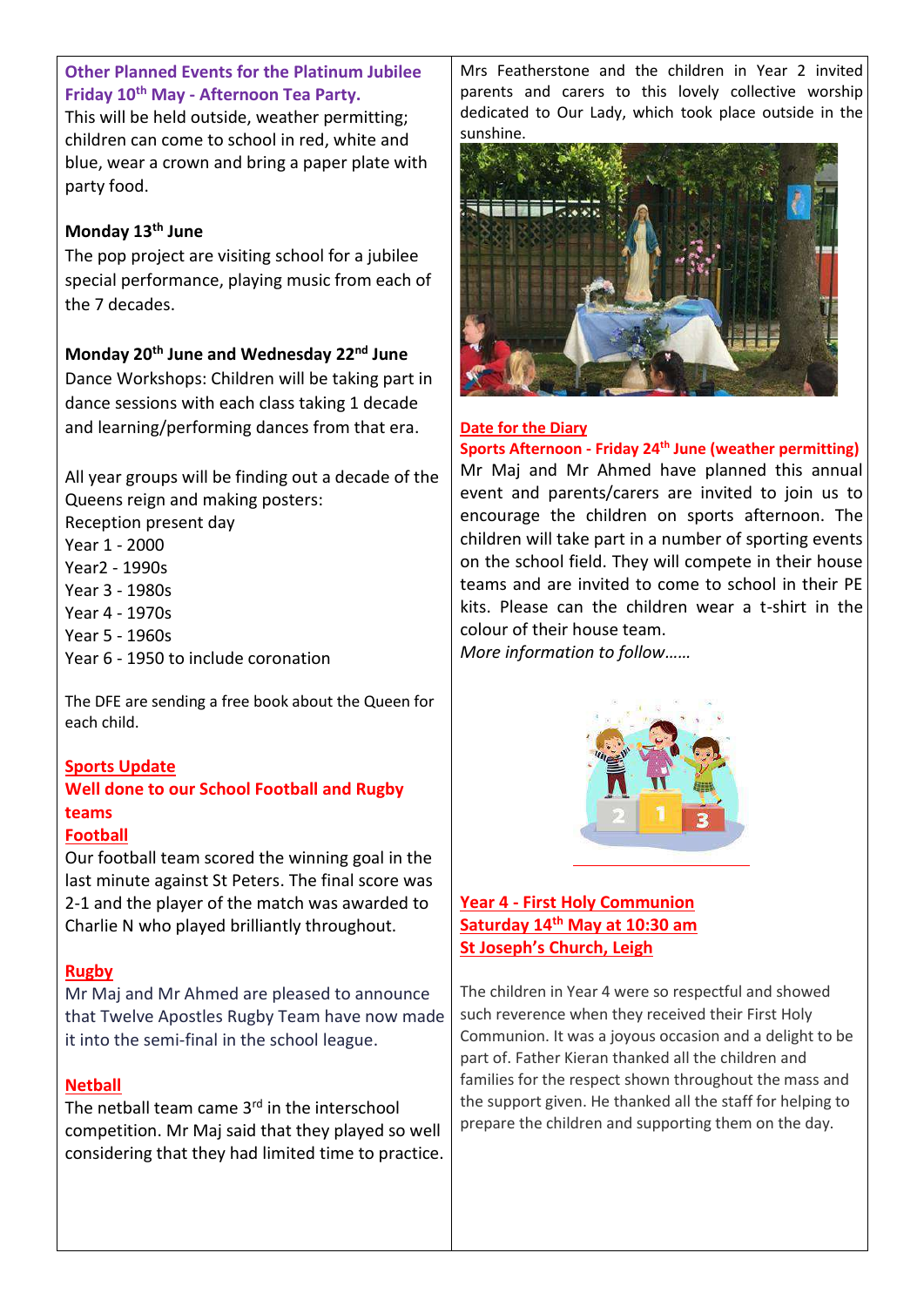**Other Planned Events for the Platinum Jubilee**
**Friday 10th May - Afternoon Tea Party.**

This will be held outside, weather permitting; children can come to school in red, white and blue, wear a crown and bring a paper plate with party food.

**Monday 13th June**

The pop project are visiting school for a jubilee special performance, playing music from each of the 7 decades.

**Monday 20th June and Wednesday 22nd June**

Dance Workshops: Children will be taking part in dance sessions with each class taking 1 decade and learning/performing dances from that era.

All year groups will be finding out a decade of the Queens reign and making posters:
Reception present day
Year 1 - 2000
Year2 - 1990s
Year 3 - 1980s
Year 4 - 1970s
Year 5 - 1960s
Year 6 - 1950 to include coronation

The DFE are sending a free book about the Queen for each child.

**Sports Update**
**Well done to our School Football and Rugby teams**

**Football**

Our football team scored the winning goal in the last minute against St Peters. The final score was 2-1 and the player of the match was awarded to Charlie N who played brilliantly throughout.

**Rugby**

Mr Maj and Mr Ahmed are pleased to announce that Twelve Apostles Rugby Team have now made it into the semi-final in the school league.

**Netball**

The netball team came 3rd in the interschool competition. Mr Maj said that they played so well considering that they had limited time to practice.

Mrs Featherstone and the children in Year 2 invited parents and carers to this lovely collective worship dedicated to Our Lady, which took place outside in the sunshine.

**Date for the Diary**
**Sports Afternoon - Friday 24th June (weather permitting)**

Mr Maj and Mr Ahmed have planned this annual event and parents/carers are invited to join us to encourage the children on sports afternoon. The children will take part in a number of sporting events on the school field. They will compete in their house teams and are invited to come to school in their PE kits. Please can the children wear a t-shirt in the colour of their house team.

*More information to follow……*

**Year 4 - First Holy Communion**
**Saturday 14th May at 10:30 am**
**St Joseph's Church, Leigh**

The children in Year 4 were so respectful and showed such reverence when they received their First Holy Communion. It was a joyous occasion and a delight to be part of. Father Kieran thanked all the children and families for the respect shown throughout the mass and the support given. He thanked all the staff for helping to prepare the children and supporting them on the day.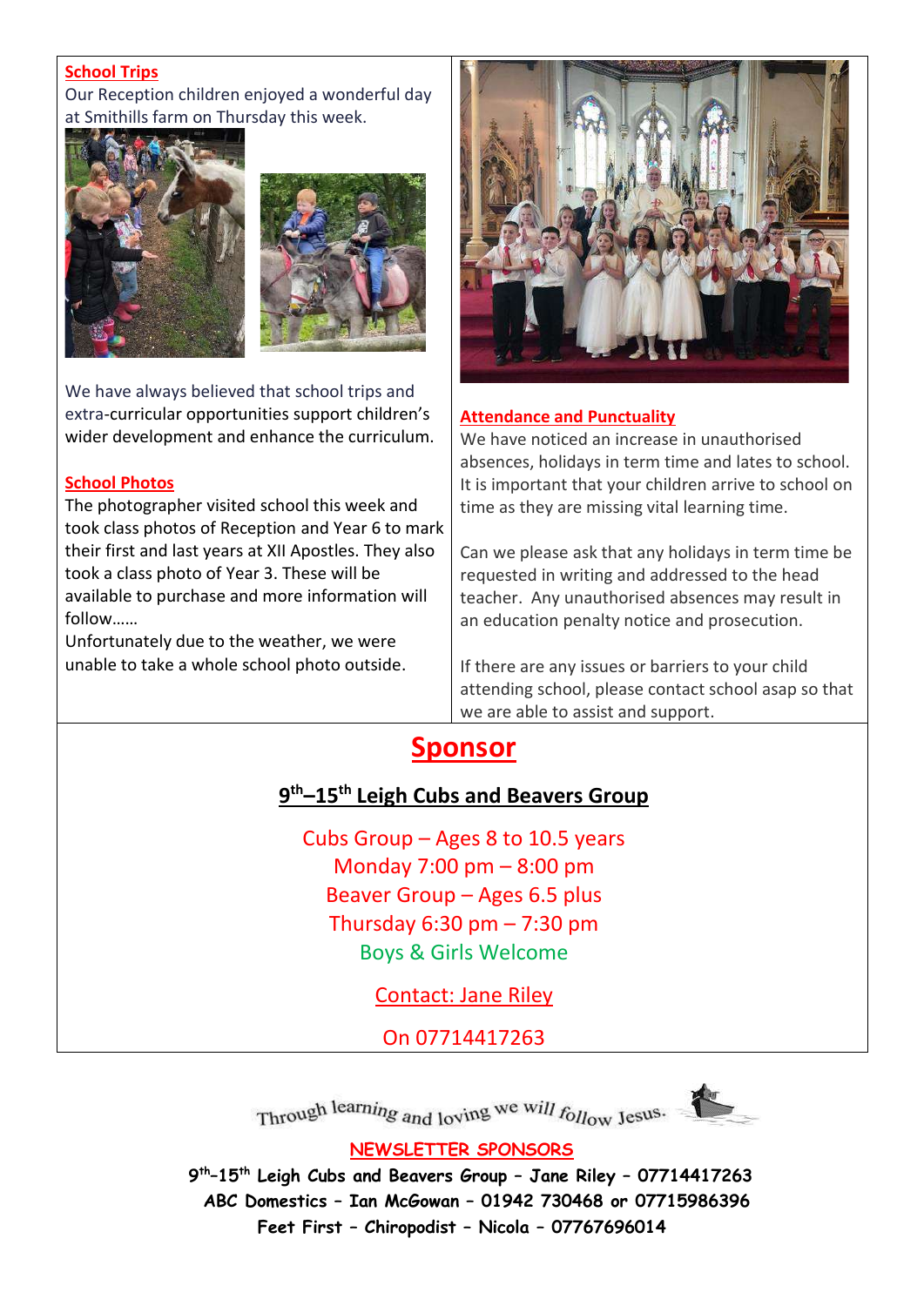## School Trips

Our Reception children enjoyed a wonderful day at Smithills farm on Thursday this week.

We have always believed that school trips and extra-curricular opportunities support children's wider development and enhance the curriculum.

## School Photos

The photographer visited school this week and took class photos of Reception and Year 6 to mark their first and last years at XII Apostles. They also took a class photo of Year 3. These will be available to purchase and more information will follow……

Unfortunately due to the weather, we were unable to take a whole school photo outside.

## Attendance and Punctuality

We have noticed an increase in unauthorised absences, holidays in term time and lates to school. It is important that your children arrive to school on time as they are missing vital learning time.

Can we please ask that any holidays in term time be requested in writing and addressed to the head teacher. Any unauthorised absences may result in an education penalty notice and prosecution.

If there are any issues or barriers to your child attending school, please contact school asap so that we are able to assist and support.

# Sponsor

## 9th–15th Leigh Cubs and Beavers Group

Cubs Group – Ages 8 to 10.5 years
Monday 7:00 pm – 8:00 pm
Beaver Group – Ages 6.5 plus
Thursday 6:30 pm – 7:30 pm
Boys & Girls Welcome

Contact: Jane Riley

On 07714417263

Through learning and loving we will follow Jesus.

**NEWSLETTER SPONSORS**

**9th–15th Leigh Cubs and Beavers Group – Jane Riley – 07714417263**
**ABC Domestics – Ian McGowan – 01942 730468 or 07715986396**
**Feet First – Chiropodist – Nicola – 07767696014**